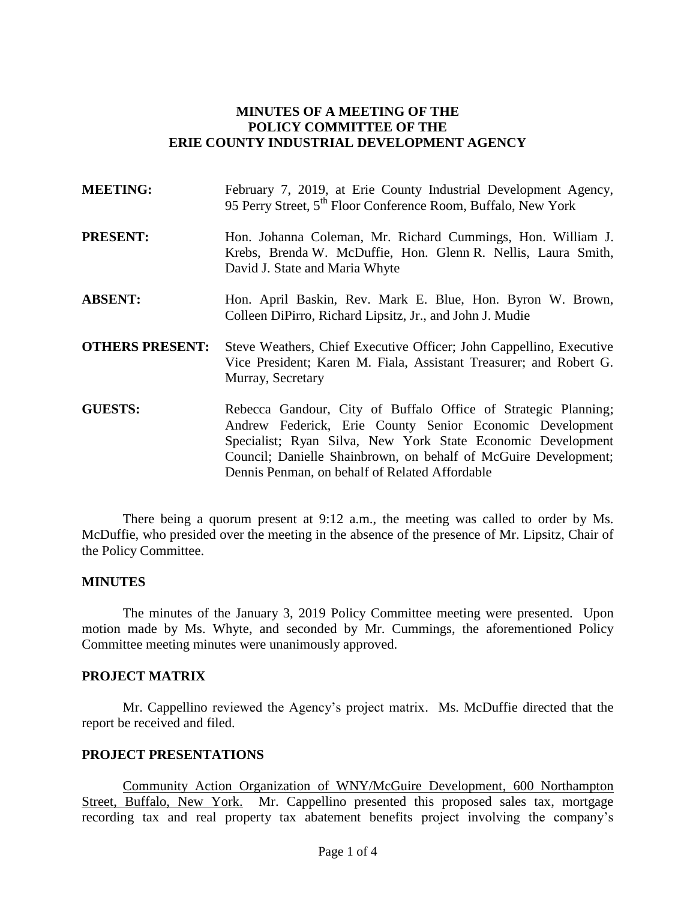**MINUTES OF A MEETING OF THE**
**POLICY COMMITTEE OF THE**
**ERIE COUNTY INDUSTRIAL DEVELOPMENT AGENCY**

**MEETING:** February 7, 2019, at Erie County Industrial Development Agency, 95 Perry Street, 5th Floor Conference Room, Buffalo, New York

**PRESENT:** Hon. Johanna Coleman, Mr. Richard Cummings, Hon. William J. Krebs, Brenda W. McDuffie, Hon. Glenn R. Nellis, Laura Smith, David J. State and Maria Whyte

**ABSENT:** Hon. April Baskin, Rev. Mark E. Blue, Hon. Byron W. Brown, Colleen DiPirro, Richard Lipsitz, Jr., and John J. Mudie

**OTHERS PRESENT:** Steve Weathers, Chief Executive Officer; John Cappellino, Executive Vice President; Karen M. Fiala, Assistant Treasurer; and Robert G. Murray, Secretary

**GUESTS:** Rebecca Gandour, City of Buffalo Office of Strategic Planning; Andrew Federick, Erie County Senior Economic Development Specialist; Ryan Silva, New York State Economic Development Council; Danielle Shainbrown, on behalf of McGuire Development; Dennis Penman, on behalf of Related Affordable

There being a quorum present at 9:12 a.m., the meeting was called to order by Ms. McDuffie, who presided over the meeting in the absence of the presence of Mr. Lipsitz, Chair of the Policy Committee.

## MINUTES

The minutes of the January 3, 2019 Policy Committee meeting were presented. Upon motion made by Ms. Whyte, and seconded by Mr. Cummings, the aforementioned Policy Committee meeting minutes were unanimously approved.

## PROJECT MATRIX

Mr. Cappellino reviewed the Agency's project matrix. Ms. McDuffie directed that the report be received and filed.

## PROJECT PRESENTATIONS

Community Action Organization of WNY/McGuire Development, 600 Northampton Street, Buffalo, New York. Mr. Cappellino presented this proposed sales tax, mortgage recording tax and real property tax abatement benefits project involving the company's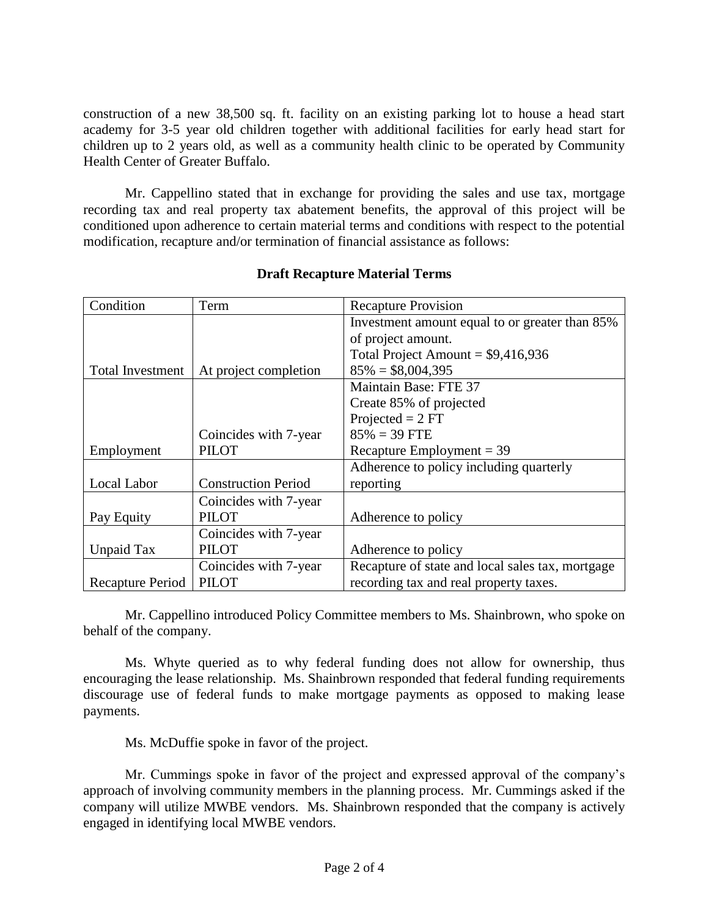construction of a new 38,500 sq. ft. facility on an existing parking lot to house a head start academy for 3-5 year old children together with additional facilities for early head start for children up to 2 years old, as well as a community health clinic to be operated by Community Health Center of Greater Buffalo.

Mr. Cappellino stated that in exchange for providing the sales and use tax, mortgage recording tax and real property tax abatement benefits, the approval of this project will be conditioned upon adherence to certain material terms and conditions with respect to the potential modification, recapture and/or termination of financial assistance as follows:

**Draft Recapture Material Terms**

| Condition | Term | Recapture Provision |
|---|---|---|
| Total Investment | At project completion | Investment amount equal to or greater than 85% of project amount.<br>Total Project Amount = $9,416,936<br>85% = $8,004,395 |
| Employment | Coincides with 7-year PILOT | Maintain Base: FTE 37<br>Create 85% of projected<br>Projected = 2 FT<br>85% = 39 FTE<br>Recapture Employment = 39 |
| Local Labor | Construction Period | Adherence to policy including quarterly reporting |
| Pay Equity | Coincides with 7-year PILOT | Adherence to policy |
| Unpaid Tax | Coincides with 7-year PILOT | Adherence to policy |
| Recapture Period | Coincides with 7-year PILOT | Recapture of state and local sales tax, mortgage recording tax and real property taxes. |

Mr. Cappellino introduced Policy Committee members to Ms. Shainbrown, who spoke on behalf of the company.

Ms. Whyte queried as to why federal funding does not allow for ownership, thus encouraging the lease relationship. Ms. Shainbrown responded that federal funding requirements discourage use of federal funds to make mortgage payments as opposed to making lease payments.

Ms. McDuffie spoke in favor of the project.

Mr. Cummings spoke in favor of the project and expressed approval of the company's approach of involving community members in the planning process. Mr. Cummings asked if the company will utilize MWBE vendors. Ms. Shainbrown responded that the company is actively engaged in identifying local MWBE vendors.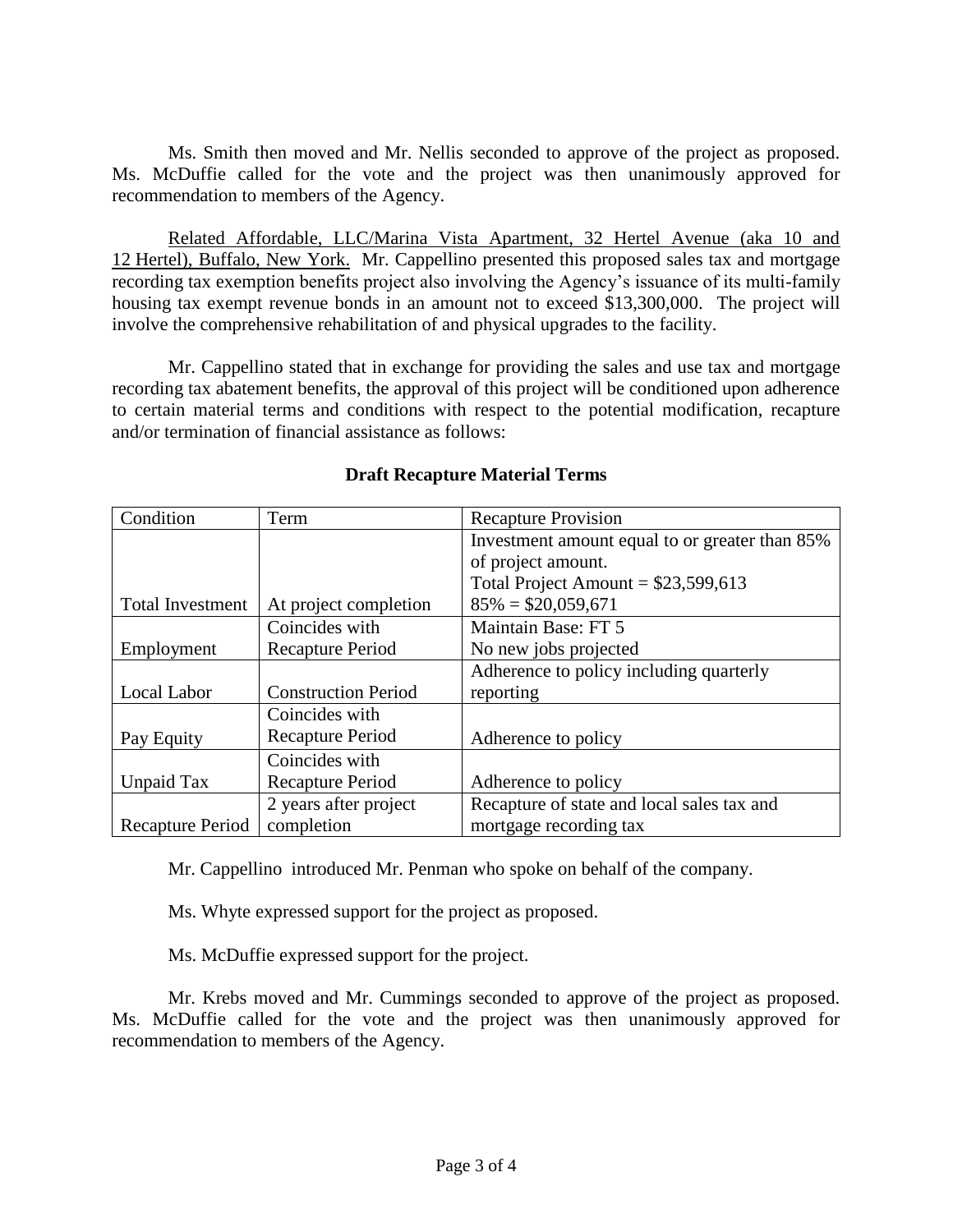Ms. Smith then moved and Mr. Nellis seconded to approve of the project as proposed. Ms. McDuffie called for the vote and the project was then unanimously approved for recommendation to members of the Agency.

Related Affordable, LLC/Marina Vista Apartment, 32 Hertel Avenue (aka 10 and 12 Hertel), Buffalo, New York. Mr. Cappellino presented this proposed sales tax and mortgage recording tax exemption benefits project also involving the Agency's issuance of its multi-family housing tax exempt revenue bonds in an amount not to exceed $13,300,000. The project will involve the comprehensive rehabilitation of and physical upgrades to the facility.

Mr. Cappellino stated that in exchange for providing the sales and use tax and mortgage recording tax abatement benefits, the approval of this project will be conditioned upon adherence to certain material terms and conditions with respect to the potential modification, recapture and/or termination of financial assistance as follows:

**Draft Recapture Material Terms**

| Condition | Term | Recapture Provision |
|---|---|---|
| Total Investment | At project completion | Investment amount equal to or greater than 85% of project amount. Total Project Amount = $23,599,613 85% = $20,059,671 |
| Employment | Coincides with Recapture Period | Maintain Base: FT 5 No new jobs projected |
| Local Labor | Construction Period | Adherence to policy including quarterly reporting |
| Pay Equity | Coincides with Recapture Period | Adherence to policy |
| Unpaid Tax | Coincides with Recapture Period | Adherence to policy |
| Recapture Period | 2 years after project completion | Recapture of state and local sales tax and mortgage recording tax |

Mr. Cappellino introduced Mr. Penman who spoke on behalf of the company.

Ms. Whyte expressed support for the project as proposed.

Ms. McDuffie expressed support for the project.

Mr. Krebs moved and Mr. Cummings seconded to approve of the project as proposed. Ms. McDuffie called for the vote and the project was then unanimously approved for recommendation to members of the Agency.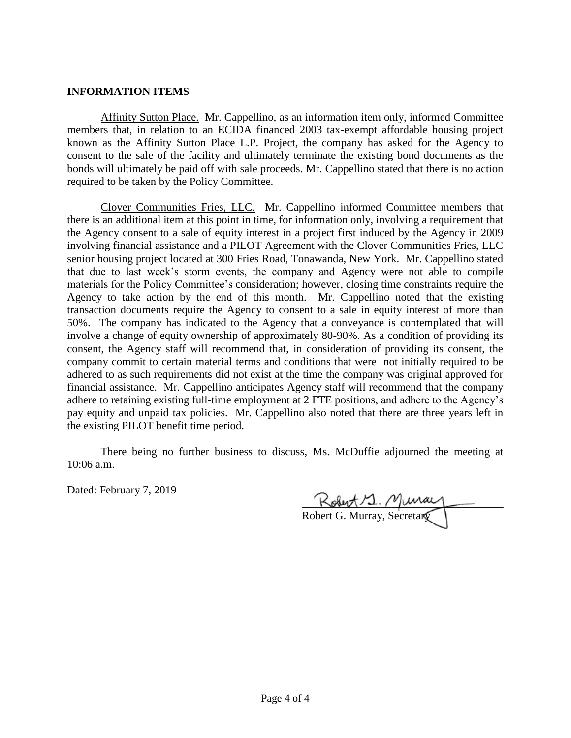**INFORMATION ITEMS**

Affinity Sutton Place. Mr. Cappellino, as an information item only, informed Committee members that, in relation to an ECIDA financed 2003 tax-exempt affordable housing project known as the Affinity Sutton Place L.P. Project, the company has asked for the Agency to consent to the sale of the facility and ultimately terminate the existing bond documents as the bonds will ultimately be paid off with sale proceeds. Mr. Cappellino stated that there is no action required to be taken by the Policy Committee.

Clover Communities Fries, LLC. Mr. Cappellino informed Committee members that there is an additional item at this point in time, for information only, involving a requirement that the Agency consent to a sale of equity interest in a project first induced by the Agency in 2009 involving financial assistance and a PILOT Agreement with the Clover Communities Fries, LLC senior housing project located at 300 Fries Road, Tonawanda, New York. Mr. Cappellino stated that due to last week's storm events, the company and Agency were not able to compile materials for the Policy Committee's consideration; however, closing time constraints require the Agency to take action by the end of this month. Mr. Cappellino noted that the existing transaction documents require the Agency to consent to a sale in equity interest of more than 50%. The company has indicated to the Agency that a conveyance is contemplated that will involve a change of equity ownership of approximately 80-90%. As a condition of providing its consent, the Agency staff will recommend that, in consideration of providing its consent, the company commit to certain material terms and conditions that were not initially required to be adhered to as such requirements did not exist at the time the company was original approved for financial assistance. Mr. Cappellino anticipates Agency staff will recommend that the company adhere to retaining existing full-time employment at 2 FTE positions, and adhere to the Agency's pay equity and unpaid tax policies. Mr. Cappellino also noted that there are three years left in the existing PILOT benefit time period.

There being no further business to discuss, Ms. McDuffie adjourned the meeting at 10:06 a.m.

Dated: February 7, 2019

Robert G. Murray, Secretary